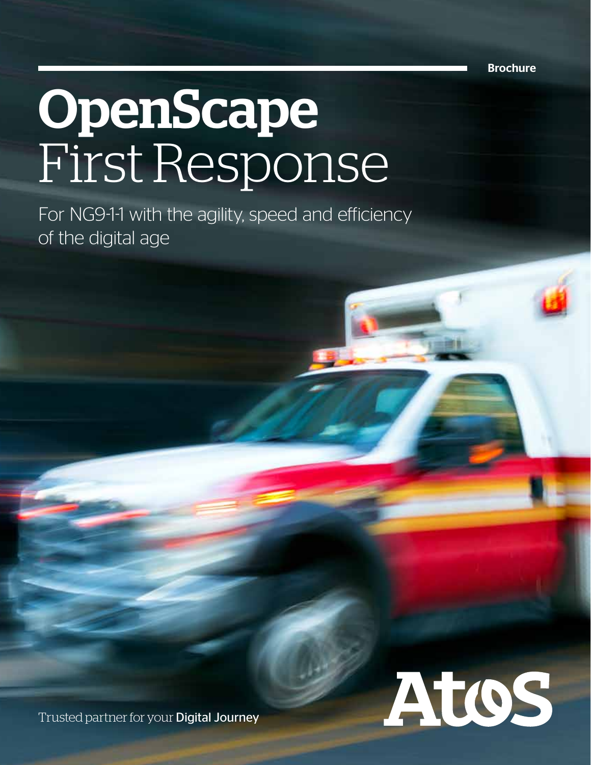Brochure

# OpenScape First Response

For NG9-1-1 with the agility, speed and efficiency of the digital age

Trusted partner for your **Digital Journey**

Atos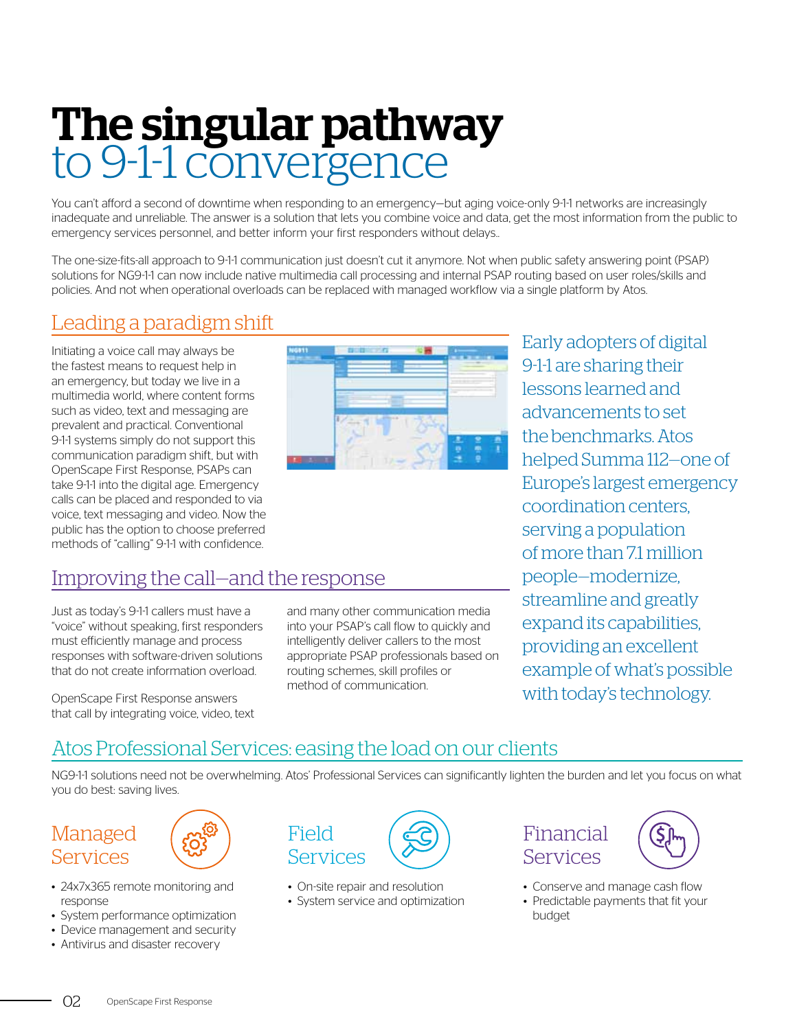# The singular pathway to 9-1-1 convergence

You can't afford a second of downtime when responding to an emergency—but aging voice-only 9-1-1 networks are increasingly inadequate and unreliable. The answer is a solution that lets you combine voice and data, get the most information from the public to emergency services personnel, and better inform your first responders without delays..

The one-size-fits-all approach to 9-1-1 communication just doesn't cut it anymore. Not when public safety answering point (PSAP) solutions for NG9-1-1 can now include native multimedia call processing and internal PSAP routing based on user roles/skills and policies. And not when operational overloads can be replaced with managed workflow via a single platform by Atos.

## Leading a paradigm shift

Initiating a voice call may always be the fastest means to request help in an emergency, but today we live in a multimedia world, where content forms such as video, text and messaging are prevalent and practical. Conventional 9-1-1 systems simply do not support this communication paradigm shift, but with OpenScape First Response, PSAPs can take 9-1-1 into the digital age. Emergency calls can be placed and responded to via voice, text messaging and video. Now the public has the option to choose preferred methods of "calling" 9-1-1 with confidence.

## Improving the call—and the response

Just as today's 9-1-1 callers must have a "voice" without speaking, first responders must efficiently manage and process responses with software-driven solutions that do not create information overload.

OpenScape First Response answers that call by integrating voice, video, text and many other communication media into your PSAP's call flow to quickly and intelligently deliver callers to the most appropriate PSAP professionals based on routing schemes, skill profiles or method of communication.

Early adopters of digital 9-1-1 are sharing their lessons learned and advancements to set the benchmarks. Atos helped Summa 112—one of Europe's largest emergency coordination centers, serving a population of more than 7.1 million people—modernize, streamline and greatly expand its capabilities, providing an excellent example of what's possible with today's technology.

## Atos Professional Services: easing the load on our clients

NG9-1-1 solutions need not be overwhelming. Atos' Professional Services can significantly lighten the burden and let you focus on what you do best: saving lives.

### Managed Services

- 24x7x365 remote monitoring and response
- System performance optimization
- Device management and security
- Antivirus and disaster recovery

### Field Services

- On-site repair and resolution
- System service and optimization

### Financial Services

- Conserve and manage cash flow
- Predictable payments that fit your budget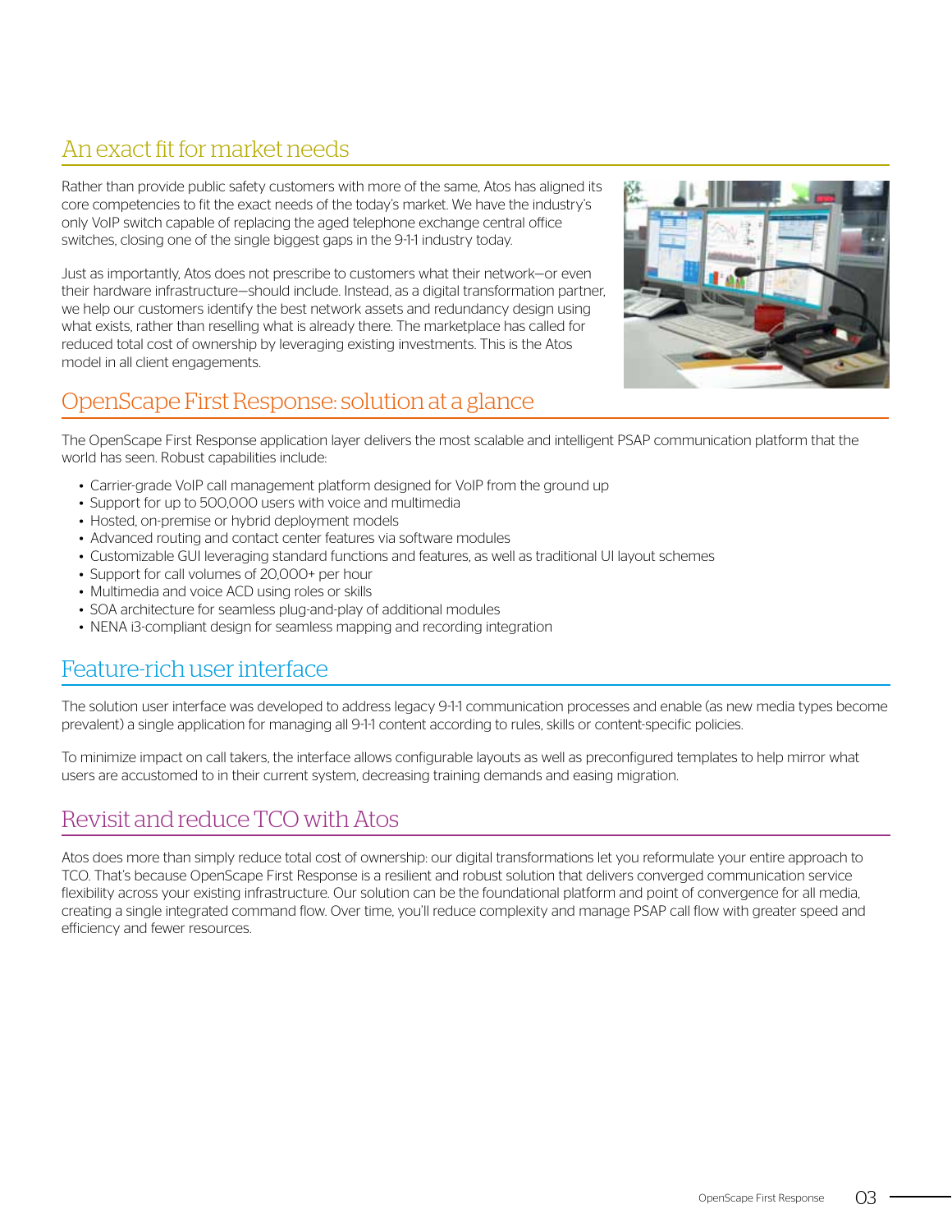## An exact fit for market needs

Rather than provide public safety customers with more of the same, Atos has aligned its core competencies to fit the exact needs of the today's market. We have the industry's only VoIP switch capable of replacing the aged telephone exchange central office switches, closing one of the single biggest gaps in the 9-1-1 industry today.

Just as importantly, Atos does not prescribe to customers what their network—or even their hardware infrastructure—should include. Instead, as a digital transformation partner, we help our customers identify the best network assets and redundancy design using what exists, rather than reselling what is already there. The marketplace has called for reduced total cost of ownership by leveraging existing investments. This is the Atos model in all client engagements.

## OpenScape First Response: solution at a glance

The OpenScape First Response application layer delivers the most scalable and intelligent PSAP communication platform that the world has seen. Robust capabilities include:

- Carrier-grade VoIP call management platform designed for VoIP from the ground up
- Support for up to 500,000 users with voice and multimedia
- Hosted, on-premise or hybrid deployment models
- Advanced routing and contact center features via software modules
- Customizable GUI leveraging standard functions and features, as well as traditional UI layout schemes
- Support for call volumes of 20,000+ per hour
- Multimedia and voice ACD using roles or skills
- SOA architecture for seamless plug-and-play of additional modules
- NENA i3-compliant design for seamless mapping and recording integration

## Feature-rich user interface

The solution user interface was developed to address legacy 9-1-1 communication processes and enable (as new media types become prevalent) a single application for managing all 9-1-1 content according to rules, skills or content-specific policies.

To minimize impact on call takers, the interface allows configurable layouts as well as preconfigured templates to help mirror what users are accustomed to in their current system, decreasing training demands and easing migration.

## Revisit and reduce TCO with Atos

Atos does more than simply reduce total cost of ownership: our digital transformations let you reformulate your entire approach to TCO. That's because OpenScape First Response is a resilient and robust solution that delivers converged communication service flexibility across your existing infrastructure. Our solution can be the foundational platform and point of convergence for all media, creating a single integrated command flow. Over time, you'll reduce complexity and manage PSAP call flow with greater speed and efficiency and fewer resources.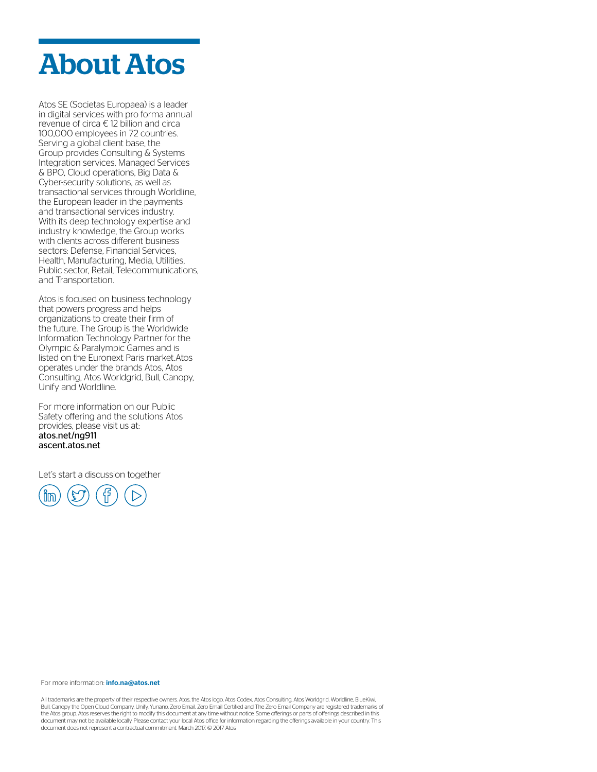# About Atos

Atos SE (Societas Europaea) is a leader in digital services with pro forma annual revenue of circa € 12 billion and circa 100,000 employees in 72 countries. Serving a global client base, the Group provides Consulting & Systems Integration services, Managed Services & BPO, Cloud operations, Big Data & Cyber-security solutions, as well as transactional services through Worldline, the European leader in the payments and transactional services industry. With its deep technology expertise and industry knowledge, the Group works with clients across different business sectors: Defense, Financial Services, Health, Manufacturing, Media, Utilities, Public sector, Retail, Telecommunications, and Transportation.

Atos is focused on business technology that powers progress and helps organizations to create their firm of the future. The Group is the Worldwide Information Technology Partner for the Olympic & Paralympic Games and is listed on the Euronext Paris market.Atos operates under the brands Atos, Atos Consulting, Atos Worldgrid, Bull, Canopy, Unify and Worldline.

For more information on our Public Safety offering and the solutions Atos provides, please visit us at:
atos.net/ng911
ascent.atos.net

Let's start a discussion together

For more information: **info.na@atos.net**

All trademarks are the property of their respective owners. Atos, the Atos logo, Atos Codex, Atos Consulting, Atos Worldgrid, Worldline, BlueKiwi, Bull, Canopy the Open Cloud Company, Unify, Yunano, Zero Email, Zero Email Certified and The Zero Email Company are registered trademarks of the Atos group. Atos reserves the right to modify this document at any time without notice. Some offerings or parts of offerings described in this document may not be available locally. Please contact your local Atos office for information regarding the offerings available in your country. This document does not represent a contractual commitment. March 2017. © 2017 Atos